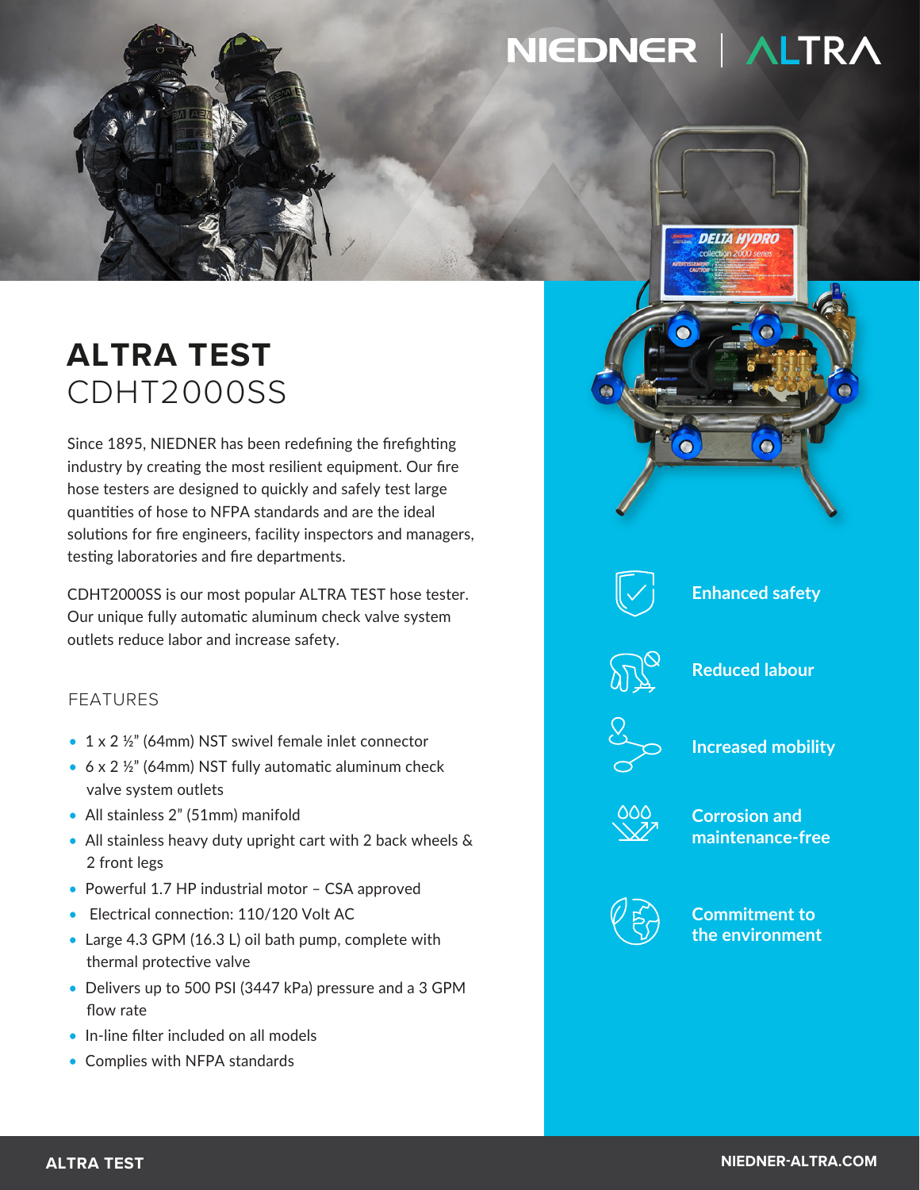# ALTRA TEST
## CDHT2000SS

Since 1895, NIEDNER has been redefining the firefighting industry by creating the most resilient equipment. Our fire hose testers are designed to quickly and safely test large quantities of hose to NFPA standards and are the ideal solutions for fire engineers, facility inspectors and managers, testing laboratories and fire departments.

CDHT2000SS is our most popular ALTRA TEST hose tester. Our unique fully automatic aluminum check valve system outlets reduce labor and increase safety.

### FEATURES

- 1 x 2 ½" (64mm) NST swivel female inlet connector
- 6 x 2 ½" (64mm) NST fully automatic aluminum check valve system outlets
- All stainless 2" (51mm) manifold
- All stainless heavy duty upright cart with 2 back wheels & 2 front legs
- Powerful 1.7 HP industrial motor – CSA approved
- Electrical connection: 110/120 Volt AC
- Large 4.3 GPM (16.3 L) oil bath pump, complete with thermal protective valve
- Delivers up to 500 PSI (3447 kPa) pressure and a 3 GPM flow rate
- In-line filter included on all models
- Complies with NFPA standards

**Enhanced safety**

**Reduced labour**

**Increased mobility**

**Corrosion and maintenance-free**

**Commitment to the environment**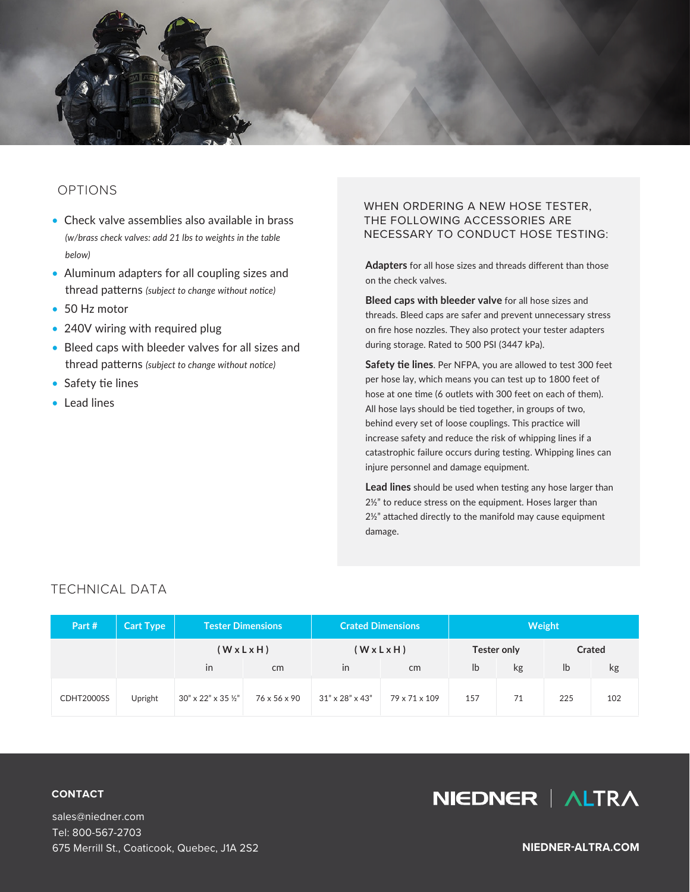## OPTIONS

- Check valve assemblies also available in brass *(w/brass check valves: add 21 lbs to weights in the table below)*
- Aluminum adapters for all coupling sizes and thread patterns *(subject to change without notice)*
- 50 Hz motor
- 240V wiring with required plug
- Bleed caps with bleeder valves for all sizes and thread patterns *(subject to change without notice)*
- Safety tie lines
- Lead lines

## WHEN ORDERING A NEW HOSE TESTER, THE FOLLOWING ACCESSORIES ARE NECESSARY TO CONDUCT HOSE TESTING:

**Adapters** for all hose sizes and threads different than those on the check valves.

**Bleed caps with bleeder valve** for all hose sizes and threads. Bleed caps are safer and prevent unnecessary stress on fire hose nozzles. They also protect your tester adapters during storage. Rated to 500 PSI (3447 kPa).

**Safety tie lines**. Per NFPA, you are allowed to test 300 feet per hose lay, which means you can test up to 1800 feet of hose at one time (6 outlets with 300 feet on each of them). All hose lays should be tied together, in groups of two, behind every set of loose couplings. This practice will increase safety and reduce the risk of whipping lines if a catastrophic failure occurs during testing. Whipping lines can injure personnel and damage equipment.

**Lead lines** should be used when testing any hose larger than 2½" to reduce stress on the equipment. Hoses larger than 2½" attached directly to the manifold may cause equipment damage.

## TECHNICAL DATA

| Part # | Cart Type | Tester Dimensions | | Crated Dimensions | | Weight | | | |
|---|---|---|---|---|---|---|---|---|---|
| | | (W x L x H) | | (W x L x H) | | Tester only | | Crated | |
| | | in | cm | in | cm | lb | kg | lb | kg |
| CDHT2000SS | Upright | 30" x 22" x 35 ½" | 76 x 56 x 90 | 31" x 28" x 43" | 79 x 71 x 109 | 157 | 71 | 225 | 102 |

**CONTACT**

sales@niedner.com
Tel: 800-567-2703
675 Merrill St., Coaticook, Quebec, J1A 2S2

NIEDNER | ALTRA

NIEDNER-ALTRA.COM